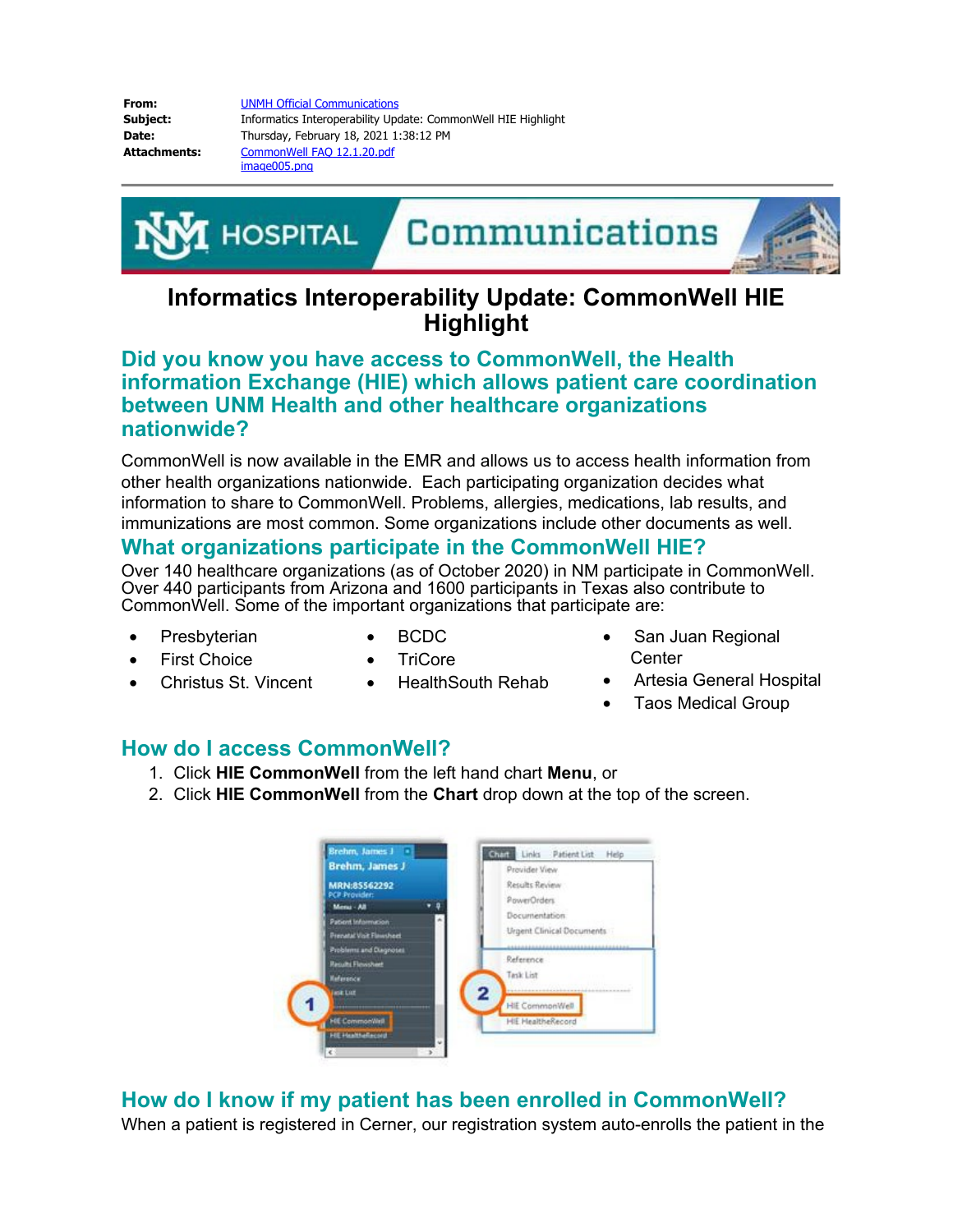**From:** UNMH Official Communications
**Subject:** Informatics Interoperability Update: CommonWell HIE Highlight
**Date:** Thursday, February 18, 2021 1:38:12 PM
**Attachments:** CommonWell FAQ 12.1.20.pdf
image005.png

# Informatics Interoperability Update: CommonWell HIE Highlight

## Did you know you have access to CommonWell, the Health information Exchange (HIE) which allows patient care coordination between UNM Health and other healthcare organizations nationwide?

CommonWell is now available in the EMR and allows us to access health information from other health organizations nationwide. Each participating organization decides what information to share to CommonWell. Problems, allergies, medications, lab results, and immunizations are most common. Some organizations include other documents as well.

## What organizations participate in the CommonWell HIE?

Over 140 healthcare organizations (as of October 2020) in NM participate in CommonWell. Over 440 participants from Arizona and 1600 participants in Texas also contribute to CommonWell. Some of the important organizations that participate are:

- Presbyterian
- First Choice
- Christus St. Vincent
- BCDC
- TriCore
- HealthSouth Rehab
- San Juan Regional Center
- Artesia General Hospital
- Taos Medical Group

## How do I access CommonWell?

1. Click **HIE CommonWell** from the left hand chart **Menu**, or
2. Click **HIE CommonWell** from the **Chart** drop down at the top of the screen.

## How do I know if my patient has been enrolled in CommonWell?

When a patient is registered in Cerner, our registration system auto-enrolls the patient in the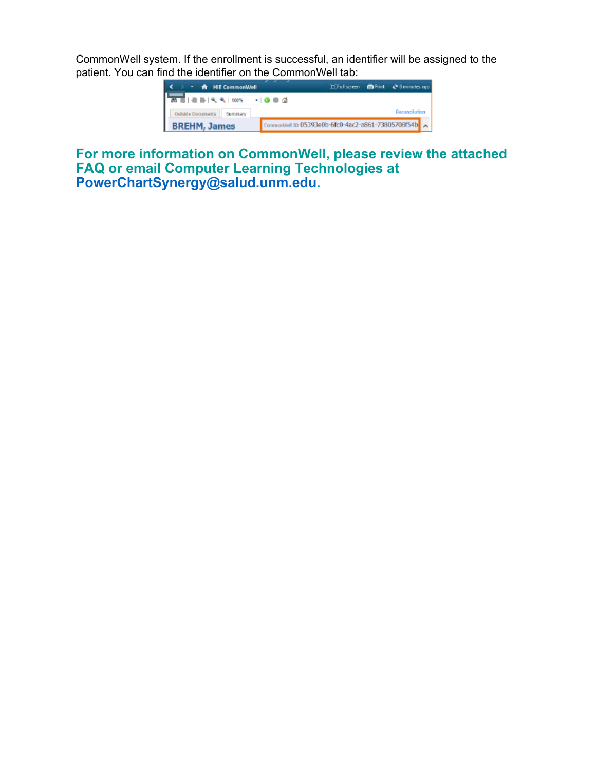CommonWell system. If the enrollment is successful, an identifier will be assigned to the patient. You can find the identifier on the CommonWell tab:

**For more information on CommonWell, please review the attached FAQ or email Computer Learning Technologies at PowerChartSynergy@salud.unm.edu.**